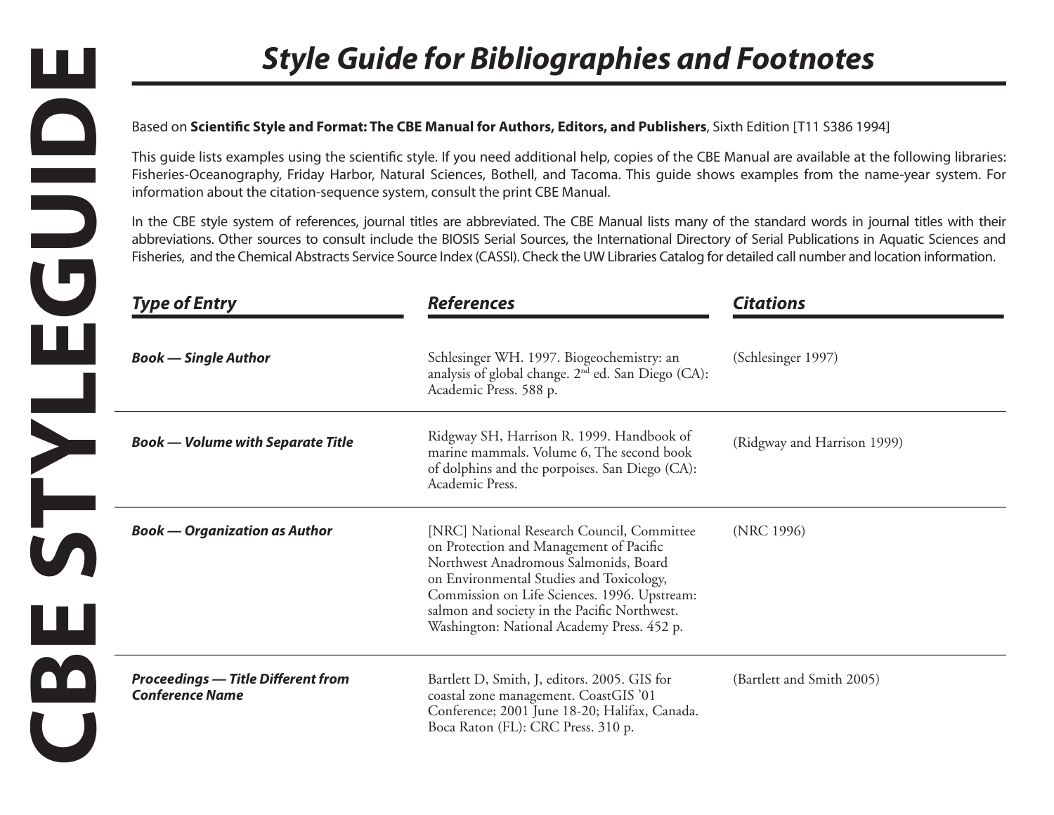# CBE STYLEGUIDE

## Style Guide for Bibliographies and Footnotes

Based on **Scientific Style and Format: The CBE Manual for Authors, Editors, and Publishers**, Sixth Edition [T11 S386 1994]

This guide lists examples using the scientific style. If you need additional help, copies of the CBE Manual are available at the following libraries: Fisheries-Oceanography, Friday Harbor, Natural Sciences, Bothell, and Tacoma. This guide shows examples from the name-year system. For information about the citation-sequence system, consult the print CBE Manual.

In the CBE style system of references, journal titles are abbreviated. The CBE Manual lists many of the standard words in journal titles with their abbreviations. Other sources to consult include the BIOSIS Serial Sources, the International Directory of Serial Publications in Aquatic Sciences and Fisheries, and the Chemical Abstracts Service Source Index (CASSI). Check the UW Libraries Catalog for detailed call number and location information.

| *Type of Entry* | *References* | *Citations* |
|---|---|---|
| ***Book — Single Author*** | Schlesinger WH. 1997. Biogeochemistry: an analysis of global change. 2nd ed. San Diego (CA): Academic Press. 588 p. | (Schlesinger 1997) |
| ***Book — Volume with Separate Title*** | Ridgway SH, Harrison R. 1999. Handbook of marine mammals. Volume 6, The second book of dolphins and the porpoises. San Diego (CA): Academic Press. | (Ridgway and Harrison 1999) |
| ***Book — Organization as Author*** | [NRC] National Research Council, Committee on Protection and Management of Pacific Northwest Anadromous Salmonids, Board on Environmental Studies and Toxicology, Commission on Life Sciences. 1996. Upstream: salmon and society in the Pacific Northwest. Washington: National Academy Press. 452 p. | (NRC 1996) |
| ***Proceedings — Title Different from Conference Name*** | Bartlett D, Smith, J, editors. 2005. GIS for coastal zone management. CoastGIS '01 Conference; 2001 June 18-20; Halifax, Canada. Boca Raton (FL): CRC Press. 310 p. | (Bartlett and Smith 2005) |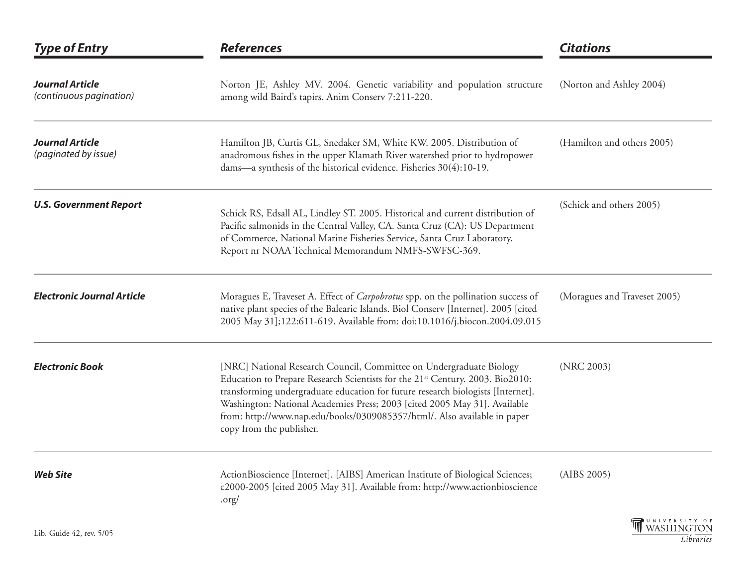| Type of Entry | References | Citations |
|---|---|---|
| ***Journal Article*** *(continuous pagination)* | Norton JE, Ashley MV. 2004. Genetic variability and population structure among wild Baird's tapirs. Anim Conserv 7:211-220. | (Norton and Ashley 2004) |
| ***Journal Article*** *(paginated by issue)* | Hamilton JB, Curtis GL, Snedaker SM, White KW. 2005. Distribution of anadromous fishes in the upper Klamath River watershed prior to hydropower dams—a synthesis of the historical evidence. Fisheries 30(4):10-19. | (Hamilton and others 2005) |
| ***U.S. Government Report*** | Schick RS, Edsall AL, Lindley ST. 2005. Historical and current distribution of Pacific salmonids in the Central Valley, CA. Santa Cruz (CA): US Department of Commerce, National Marine Fisheries Service, Santa Cruz Laboratory. Report nr NOAA Technical Memorandum NMFS-SWFSC-369. | (Schick and others 2005) |
| ***Electronic Journal Article*** | Moragues E, Traveset A. Effect of *Carpobrotus* spp. on the pollination success of native plant species of the Balearic Islands. Biol Conserv [Internet]. 2005 [cited 2005 May 31];122:611-619. Available from: doi:10.1016/j.biocon.2004.09.015 | (Moragues and Traveset 2005) |
| ***Electronic Book*** | [NRC] National Research Council, Committee on Undergraduate Biology Education to Prepare Research Scientists for the 21st Century. 2003. Bio2010: transforming undergraduate education for future research biologists [Internet]. Washington: National Academies Press; 2003 [cited 2005 May 31]. Available from: http://www.nap.edu/books/0309085357/html/. Also available in paper copy from the publisher. | (NRC 2003) |
| ***Web Site*** | ActionBioscience [Internet]. [AIBS] American Institute of Biological Sciences; c2000-2005 [cited 2005 May 31]. Available from: http://www.actionbioscience.org/ | (AIBS 2005) |

Lib. Guide 42, rev. 5/05

University of Washington Libraries